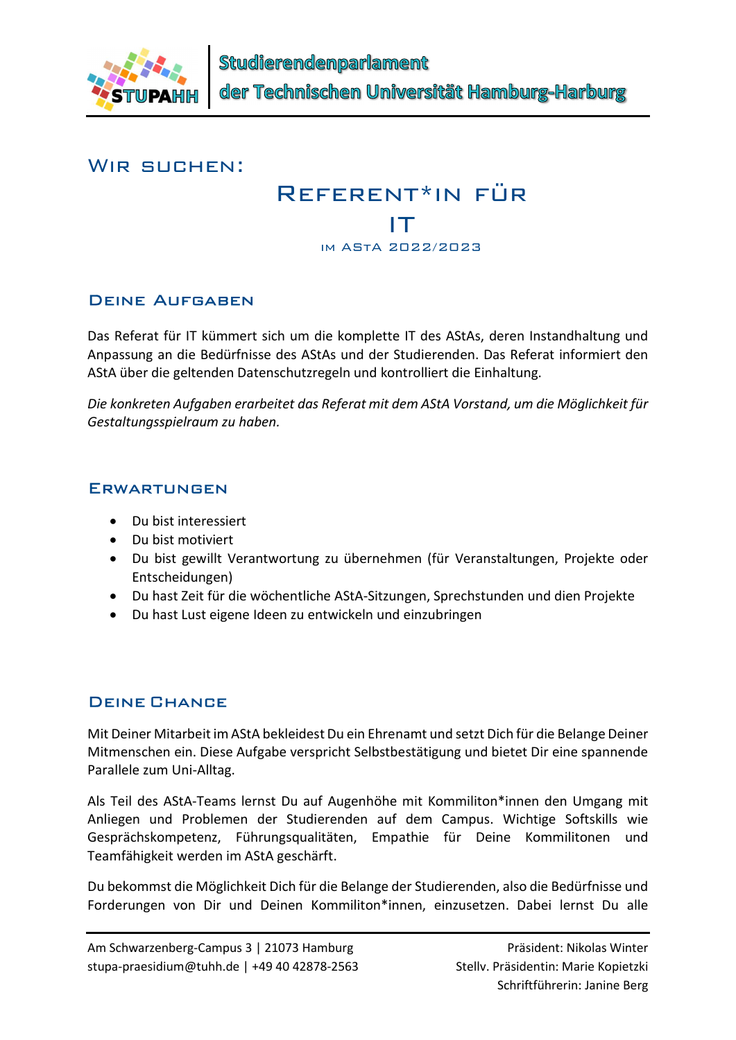# Studierendenparlament der Technischen Universität Hamburg-Harburg

## Wir suchen:

# Referent*in für IT

im AStA 2022/2023

## Deine Aufgaben

Das Referat für IT kümmert sich um die komplette IT des AStAs, deren Instandhaltung und Anpassung an die Bedürfnisse des AStAs und der Studierenden. Das Referat informiert den AStA über die geltenden Datenschutzregeln und kontrolliert die Einhaltung.

*Die konkreten Aufgaben erarbeitet das Referat mit dem AStA Vorstand, um die Möglichkeit für Gestaltungsspielraum zu haben.*

## Erwartungen

- Du bist interessiert
- Du bist motiviert
- Du bist gewillt Verantwortung zu übernehmen (für Veranstaltungen, Projekte oder Entscheidungen)
- Du hast Zeit für die wöchentliche AStA-Sitzungen, Sprechstunden und dien Projekte
- Du hast Lust eigene Ideen zu entwickeln und einzubringen

## Deine Chance

Mit Deiner Mitarbeit im AStA bekleidest Du ein Ehrenamt und setzt Dich für die Belange Deiner Mitmenschen ein. Diese Aufgabe verspricht Selbstbestätigung und bietet Dir eine spannende Parallele zum Uni-Alltag.

Als Teil des AStA-Teams lernst Du auf Augenhöhe mit Kommiliton*innen den Umgang mit Anliegen und Problemen der Studierenden auf dem Campus. Wichtige Softskills wie Gesprächskompetenz, Führungsqualitäten, Empathie für Deine Kommilitonen und Teamfähigkeit werden im AStA geschärft.

Du bekommst die Möglichkeit Dich für die Belange der Studierenden, also die Bedürfnisse und Forderungen von Dir und Deinen Kommiliton*innen, einzusetzen. Dabei lernst Du alle

Am Schwarzenberg-Campus 3 | 21073 Hamburg
stupa-praesidium@tuhh.de | +49 40 42878-2563

Präsident: Nikolas Winter
Stellv. Präsidentin: Marie Kopietzki
Schriftführerin: Janine Berg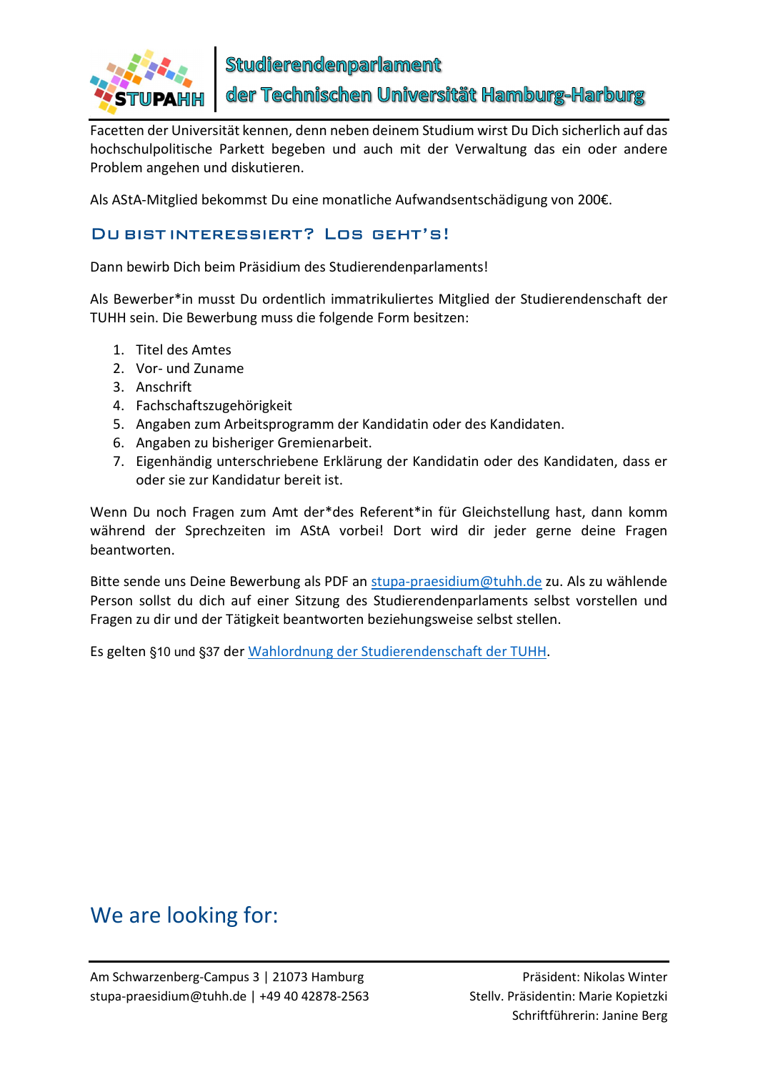Facetten der Universität kennen, denn neben deinem Studium wirst Du Dich sicherlich auf das hochschulpolitische Parkett begeben und auch mit der Verwaltung das ein oder andere Problem angehen und diskutieren.

Als AStA-Mitglied bekommst Du eine monatliche Aufwandsentschädigung von 200€.

## Du bist interessiert? Los geht's!

Dann bewirb Dich beim Präsidium des Studierendenparlaments!

Als Bewerber*in musst Du ordentlich immatrikuliertes Mitglied der Studierendenschaft der TUHH sein. Die Bewerbung muss die folgende Form besitzen:

1. Titel des Amtes
2. Vor- und Zuname
3. Anschrift
4. Fachschaftszugehörigkeit
5. Angaben zum Arbeitsprogramm der Kandidatin oder des Kandidaten.
6. Angaben zu bisheriger Gremienarbeit.
7. Eigenhändig unterschriebene Erklärung der Kandidatin oder des Kandidaten, dass er oder sie zur Kandidatur bereit ist.

Wenn Du noch Fragen zum Amt der*des Referent*in für Gleichstellung hast, dann komm während der Sprechzeiten im AStA vorbei! Dort wird dir jeder gerne deine Fragen beantworten.

Bitte sende uns Deine Bewerbung als PDF an [stupa-praesidium@tuhh.de](mailto:stupa-praesidium@tuhh.de) zu. Als zu wählende Person sollst du dich auf einer Sitzung des Studierendenparlaments selbst vorstellen und Fragen zu dir und der Tätigkeit beantworten beziehungsweise selbst stellen.

Es gelten §10 und §37 der Wahlordnung der Studierendenschaft der TUHH.

# We are looking for: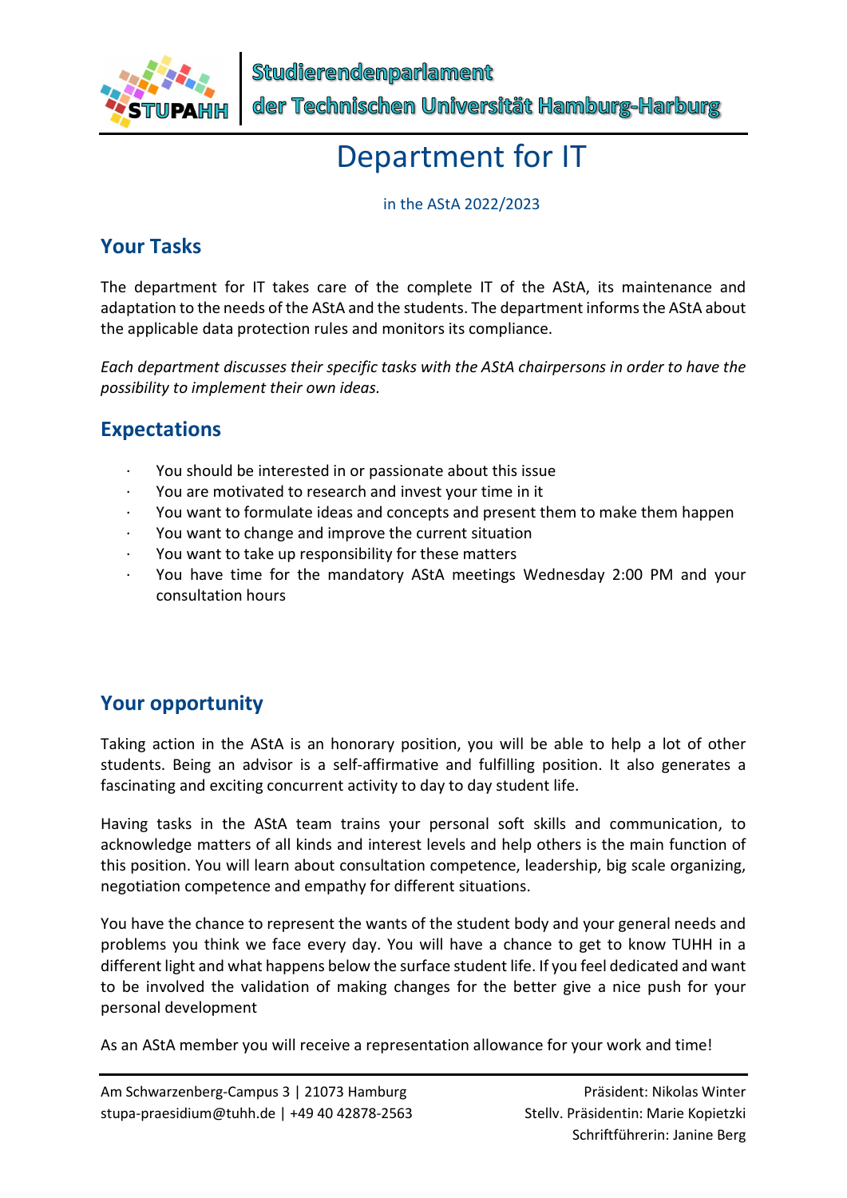# Department for IT

in the AStA 2022/2023

## Your Tasks

The department for IT takes care of the complete IT of the AStA, its maintenance and adaptation to the needs of the AStA and the students. The department informs the AStA about the applicable data protection rules and monitors its compliance.

*Each department discusses their specific tasks with the AStA chairpersons in order to have the possibility to implement their own ideas.*

## Expectations

- You should be interested in or passionate about this issue
- You are motivated to research and invest your time in it
- You want to formulate ideas and concepts and present them to make them happen
- You want to change and improve the current situation
- You want to take up responsibility for these matters
- You have time for the mandatory AStA meetings Wednesday 2:00 PM and your consultation hours

## Your opportunity

Taking action in the AStA is an honorary position, you will be able to help a lot of other students. Being an advisor is a self-affirmative and fulfilling position. It also generates a fascinating and exciting concurrent activity to day to day student life.

Having tasks in the AStA team trains your personal soft skills and communication, to acknowledge matters of all kinds and interest levels and help others is the main function of this position. You will learn about consultation competence, leadership, big scale organizing, negotiation competence and empathy for different situations.

You have the chance to represent the wants of the student body and your general needs and problems you think we face every day. You will have a chance to get to know TUHH in a different light and what happens below the surface student life. If you feel dedicated and want to be involved the validation of making changes for the better give a nice push for your personal development

As an AStA member you will receive a representation allowance for your work and time!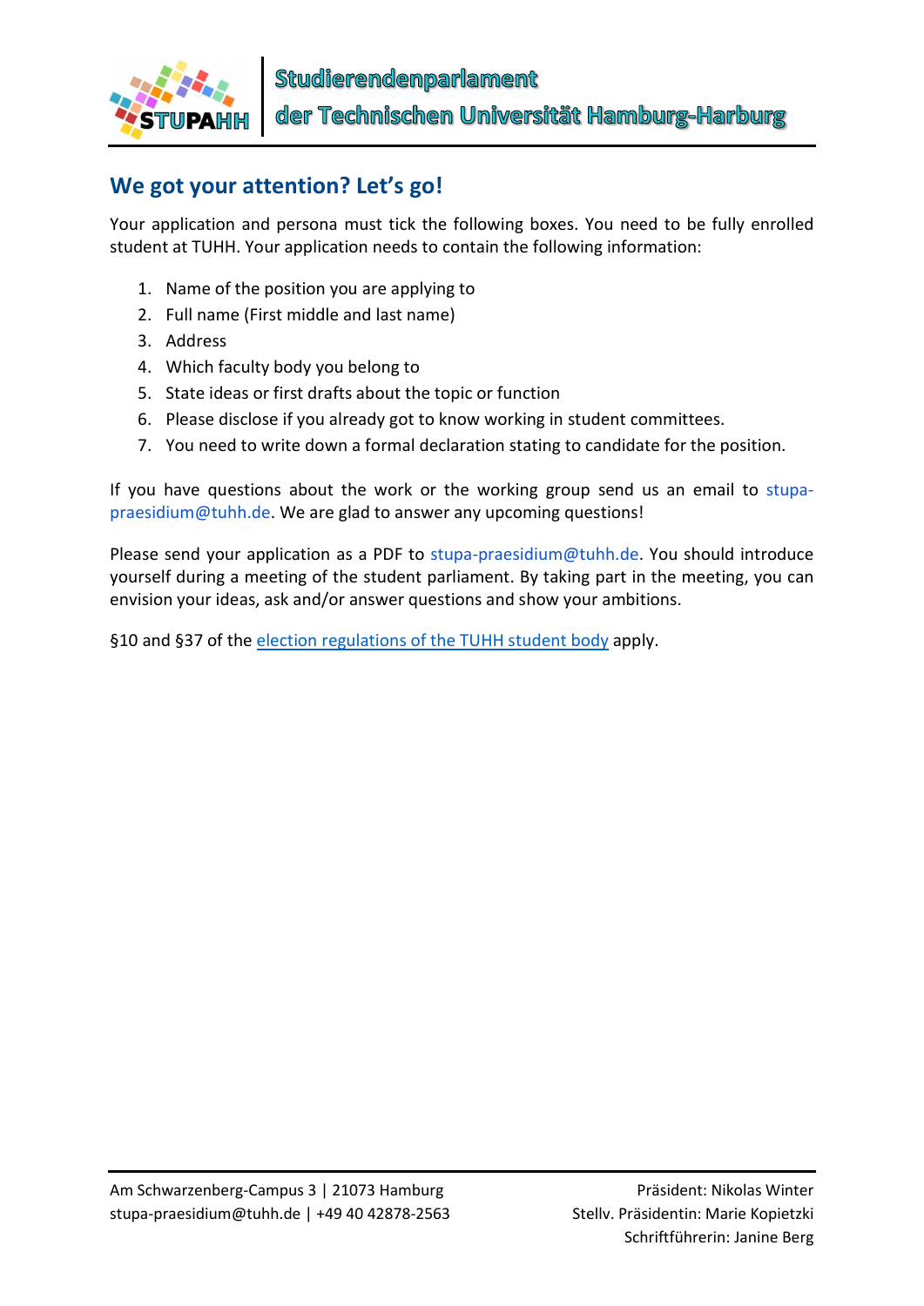## We got your attention? Let's go!

Your application and persona must tick the following boxes. You need to be fully enrolled student at TUHH. Your application needs to contain the following information:

1. Name of the position you are applying to
2. Full name (First middle and last name)
3. Address
4. Which faculty body you belong to
5. State ideas or first drafts about the topic or function
6. Please disclose if you already got to know working in student committees.
7. You need to write down a formal declaration stating to candidate for the position.

If you have questions about the work or the working group send us an email to stupa-praesidium@tuhh.de. We are glad to answer any upcoming questions!

Please send your application as a PDF to stupa-praesidium@tuhh.de. You should introduce yourself during a meeting of the student parliament. By taking part in the meeting, you can envision your ideas, ask and/or answer questions and show your ambitions.

§10 and §37 of the election regulations of the TUHH student body apply.